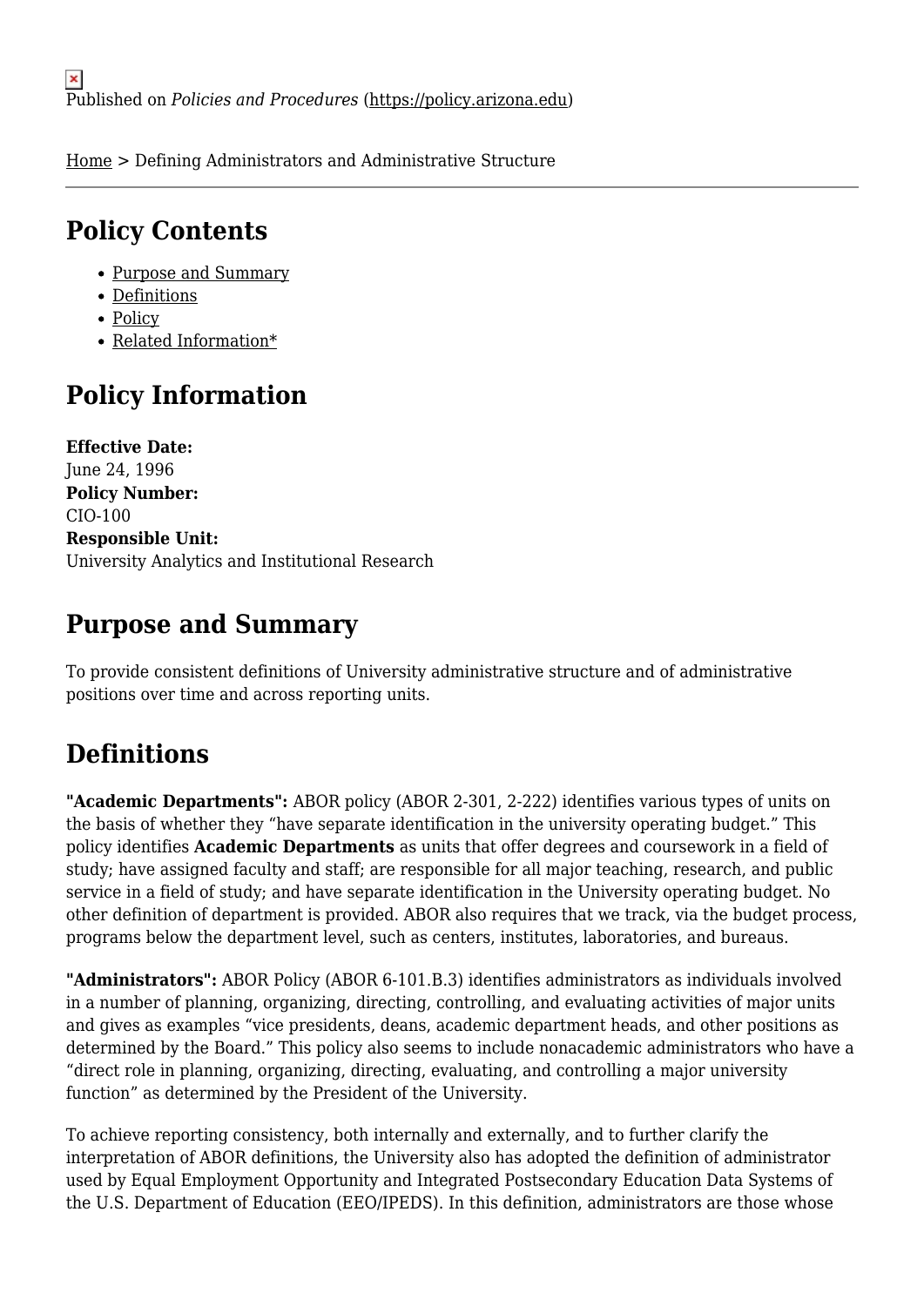Published on *Policies and Procedures* (https://policy.arizona.edu)

Home > Defining Administrators and Administrative Structure

## Policy Contents

- Purpose and Summary
- Definitions
- Policy
- Related Information*

## Policy Information

**Effective Date:**
June 24, 1996
**Policy Number:**
CIO-100
**Responsible Unit:**
University Analytics and Institutional Research

## Purpose and Summary

To provide consistent definitions of University administrative structure and of administrative positions over time and across reporting units.

## Definitions

**"Academic Departments":** ABOR policy (ABOR 2-301, 2-222) identifies various types of units on the basis of whether they "have separate identification in the university operating budget." This policy identifies **Academic Departments** as units that offer degrees and coursework in a field of study; have assigned faculty and staff; are responsible for all major teaching, research, and public service in a field of study; and have separate identification in the University operating budget. No other definition of department is provided. ABOR also requires that we track, via the budget process, programs below the department level, such as centers, institutes, laboratories, and bureaus.

**"Administrators":** ABOR Policy (ABOR 6-101.B.3) identifies administrators as individuals involved in a number of planning, organizing, directing, controlling, and evaluating activities of major units and gives as examples "vice presidents, deans, academic department heads, and other positions as determined by the Board." This policy also seems to include nonacademic administrators who have a "direct role in planning, organizing, directing, evaluating, and controlling a major university function" as determined by the President of the University.

To achieve reporting consistency, both internally and externally, and to further clarify the interpretation of ABOR definitions, the University also has adopted the definition of administrator used by Equal Employment Opportunity and Integrated Postsecondary Education Data Systems of the U.S. Department of Education (EEO/IPEDS). In this definition, administrators are those whose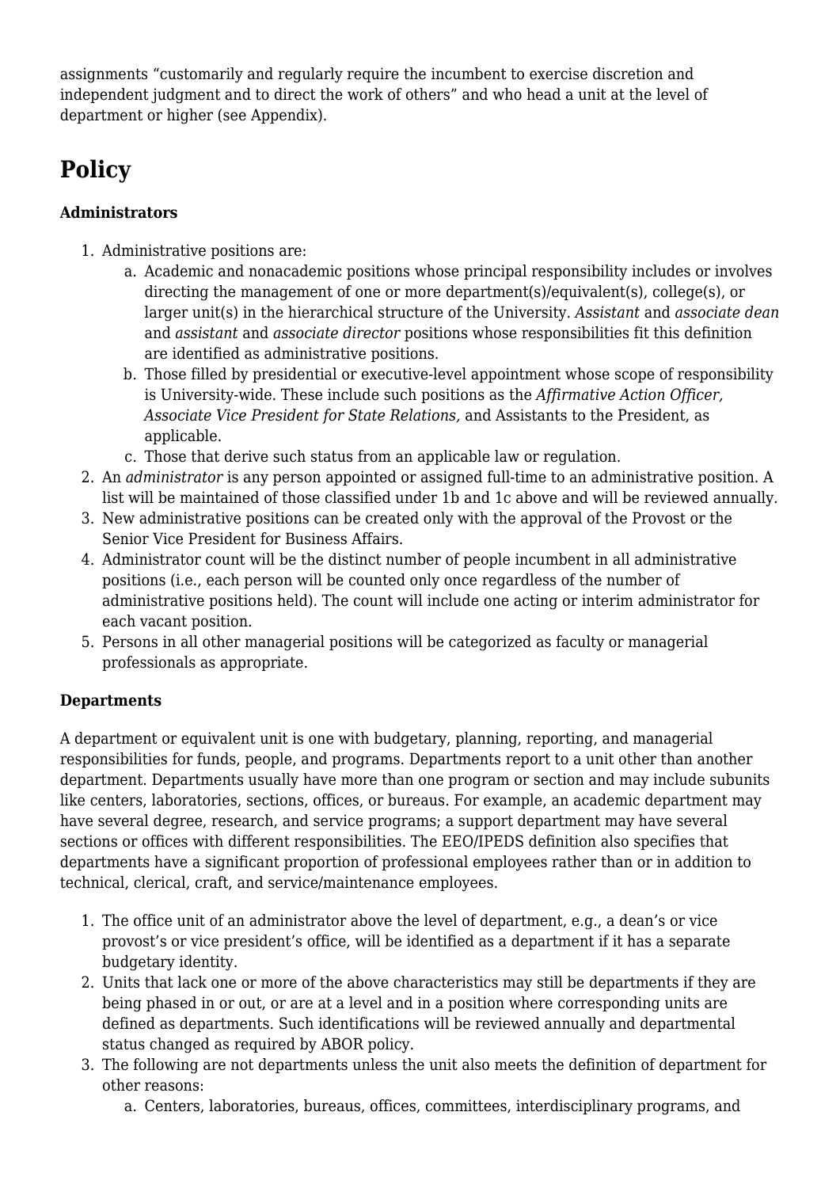assignments "customarily and regularly require the incumbent to exercise discretion and independent judgment and to direct the work of others" and who head a unit at the level of department or higher (see Appendix).

## Policy

**Administrators**

1. Administrative positions are:
   a. Academic and nonacademic positions whose principal responsibility includes or involves directing the management of one or more department(s)/equivalent(s), college(s), or larger unit(s) in the hierarchical structure of the University. *Assistant* and *associate dean* and *assistant* and *associate director* positions whose responsibilities fit this definition are identified as administrative positions.
   b. Those filled by presidential or executive-level appointment whose scope of responsibility is University-wide. These include such positions as the *Affirmative Action Officer, Associate Vice President for State Relations,* and Assistants to the President, as applicable.
   c. Those that derive such status from an applicable law or regulation.
2. An *administrator* is any person appointed or assigned full-time to an administrative position. A list will be maintained of those classified under 1b and 1c above and will be reviewed annually.
3. New administrative positions can be created only with the approval of the Provost or the Senior Vice President for Business Affairs.
4. Administrator count will be the distinct number of people incumbent in all administrative positions (i.e., each person will be counted only once regardless of the number of administrative positions held). The count will include one acting or interim administrator for each vacant position.
5. Persons in all other managerial positions will be categorized as faculty or managerial professionals as appropriate.

**Departments**

A department or equivalent unit is one with budgetary, planning, reporting, and managerial responsibilities for funds, people, and programs. Departments report to a unit other than another department. Departments usually have more than one program or section and may include subunits like centers, laboratories, sections, offices, or bureaus. For example, an academic department may have several degree, research, and service programs; a support department may have several sections or offices with different responsibilities. The EEO/IPEDS definition also specifies that departments have a significant proportion of professional employees rather than or in addition to technical, clerical, craft, and service/maintenance employees.

1. The office unit of an administrator above the level of department, e.g., a dean's or vice provost's or vice president's office, will be identified as a department if it has a separate budgetary identity.
2. Units that lack one or more of the above characteristics may still be departments if they are being phased in or out, or are at a level and in a position where corresponding units are defined as departments. Such identifications will be reviewed annually and departmental status changed as required by ABOR policy.
3. The following are not departments unless the unit also meets the definition of department for other reasons:
   a. Centers, laboratories, bureaus, offices, committees, interdisciplinary programs, and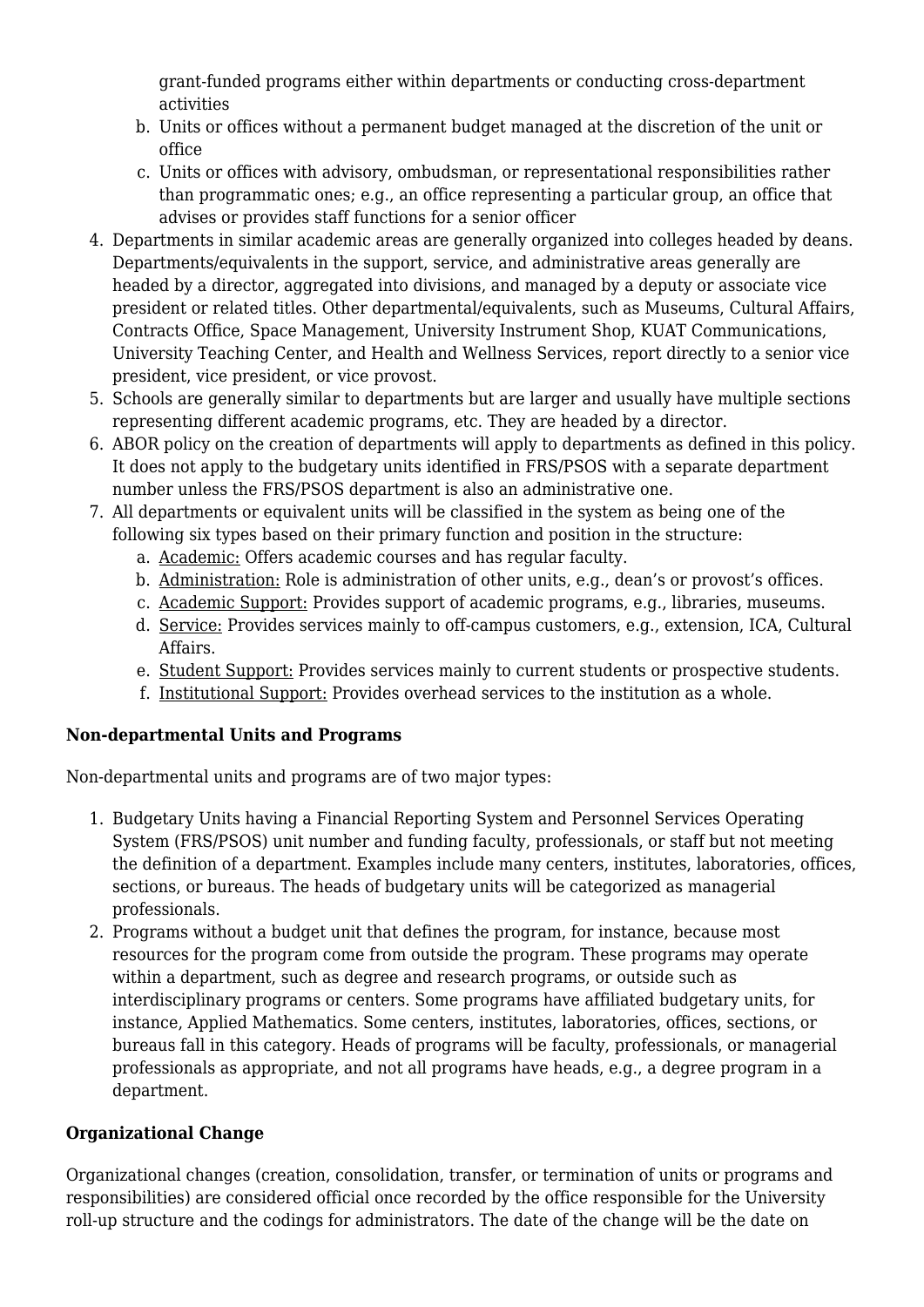grant-funded programs either within departments or conducting cross-department activities

   b. Units or offices without a permanent budget managed at the discretion of the unit or office
   c. Units or offices with advisory, ombudsman, or representational responsibilities rather than programmatic ones; e.g., an office representing a particular group, an office that advises or provides staff functions for a senior officer

4. Departments in similar academic areas are generally organized into colleges headed by deans. Departments/equivalents in the support, service, and administrative areas generally are headed by a director, aggregated into divisions, and managed by a deputy or associate vice president or related titles. Other departmental/equivalents, such as Museums, Cultural Affairs, Contracts Office, Space Management, University Instrument Shop, KUAT Communications, University Teaching Center, and Health and Wellness Services, report directly to a senior vice president, vice president, or vice provost.
5. Schools are generally similar to departments but are larger and usually have multiple sections representing different academic programs, etc. They are headed by a director.
6. ABOR policy on the creation of departments will apply to departments as defined in this policy. It does not apply to the budgetary units identified in FRS/PSOS with a separate department number unless the FRS/PSOS department is also an administrative one.
7. All departments or equivalent units will be classified in the system as being one of the following six types based on their primary function and position in the structure:
   a. Academic: Offers academic courses and has regular faculty.
   b. Administration: Role is administration of other units, e.g., dean's or provost's offices.
   c. Academic Support: Provides support of academic programs, e.g., libraries, museums.
   d. Service: Provides services mainly to off-campus customers, e.g., extension, ICA, Cultural Affairs.
   e. Student Support: Provides services mainly to current students or prospective students.
   f. Institutional Support: Provides overhead services to the institution as a whole.

**Non-departmental Units and Programs**

Non-departmental units and programs are of two major types:

1. Budgetary Units having a Financial Reporting System and Personnel Services Operating System (FRS/PSOS) unit number and funding faculty, professionals, or staff but not meeting the definition of a department. Examples include many centers, institutes, laboratories, offices, sections, or bureaus. The heads of budgetary units will be categorized as managerial professionals.
2. Programs without a budget unit that defines the program, for instance, because most resources for the program come from outside the program. These programs may operate within a department, such as degree and research programs, or outside such as interdisciplinary programs or centers. Some programs have affiliated budgetary units, for instance, Applied Mathematics. Some centers, institutes, laboratories, offices, sections, or bureaus fall in this category. Heads of programs will be faculty, professionals, or managerial professionals as appropriate, and not all programs have heads, e.g., a degree program in a department.

**Organizational Change**

Organizational changes (creation, consolidation, transfer, or termination of units or programs and responsibilities) are considered official once recorded by the office responsible for the University roll-up structure and the codings for administrators. The date of the change will be the date on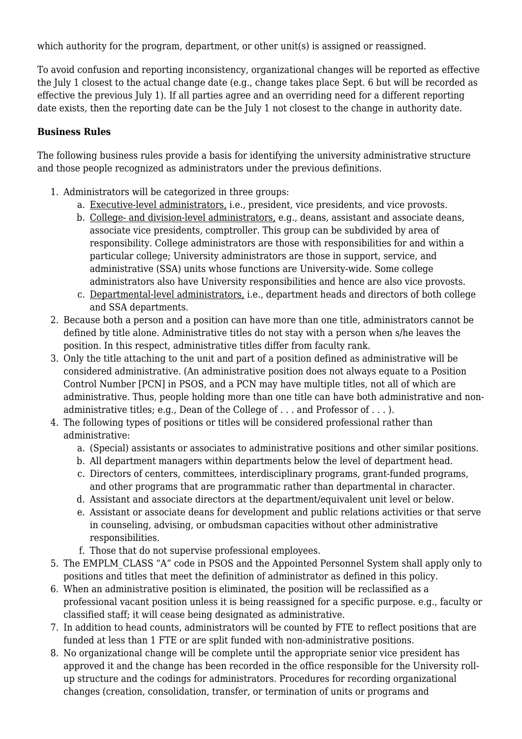which authority for the program, department, or other unit(s) is assigned or reassigned.

To avoid confusion and reporting inconsistency, organizational changes will be reported as effective the July 1 closest to the actual change date (e.g., change takes place Sept. 6 but will be recorded as effective the previous July 1). If all parties agree and an overriding need for a different reporting date exists, then the reporting date can be the July 1 not closest to the change in authority date.

**Business Rules**

The following business rules provide a basis for identifying the university administrative structure and those people recognized as administrators under the previous definitions.

1. Administrators will be categorized in three groups:
   a. Executive-level administrators, i.e., president, vice presidents, and vice provosts.
   b. College- and division-level administrators, e.g., deans, assistant and associate deans, associate vice presidents, comptroller. This group can be subdivided by area of responsibility. College administrators are those with responsibilities for and within a particular college; University administrators are those in support, service, and administrative (SSA) units whose functions are University-wide. Some college administrators also have University responsibilities and hence are also vice provosts.
   c. Departmental-level administrators, i.e., department heads and directors of both college and SSA departments.
2. Because both a person and a position can have more than one title, administrators cannot be defined by title alone. Administrative titles do not stay with a person when s/he leaves the position. In this respect, administrative titles differ from faculty rank.
3. Only the title attaching to the unit and part of a position defined as administrative will be considered administrative. (An administrative position does not always equate to a Position Control Number [PCN] in PSOS, and a PCN may have multiple titles, not all of which are administrative. Thus, people holding more than one title can have both administrative and non-administrative titles; e.g., Dean of the College of . . . and Professor of . . . ).
4. The following types of positions or titles will be considered professional rather than administrative:
   a. (Special) assistants or associates to administrative positions and other similar positions.
   b. All department managers within departments below the level of department head.
   c. Directors of centers, committees, interdisciplinary programs, grant-funded programs, and other programs that are programmatic rather than departmental in character.
   d. Assistant and associate directors at the department/equivalent unit level or below.
   e. Assistant or associate deans for development and public relations activities or that serve in counseling, advising, or ombudsman capacities without other administrative responsibilities.
   f. Those that do not supervise professional employees.
5. The EMPLM_CLASS "A" code in PSOS and the Appointed Personnel System shall apply only to positions and titles that meet the definition of administrator as defined in this policy.
6. When an administrative position is eliminated, the position will be reclassified as a professional vacant position unless it is being reassigned for a specific purpose. e.g., faculty or classified staff; it will cease being designated as administrative.
7. In addition to head counts, administrators will be counted by FTE to reflect positions that are funded at less than 1 FTE or are split funded with non-administrative positions.
8. No organizational change will be complete until the appropriate senior vice president has approved it and the change has been recorded in the office responsible for the University roll-up structure and the codings for administrators. Procedures for recording organizational changes (creation, consolidation, transfer, or termination of units or programs and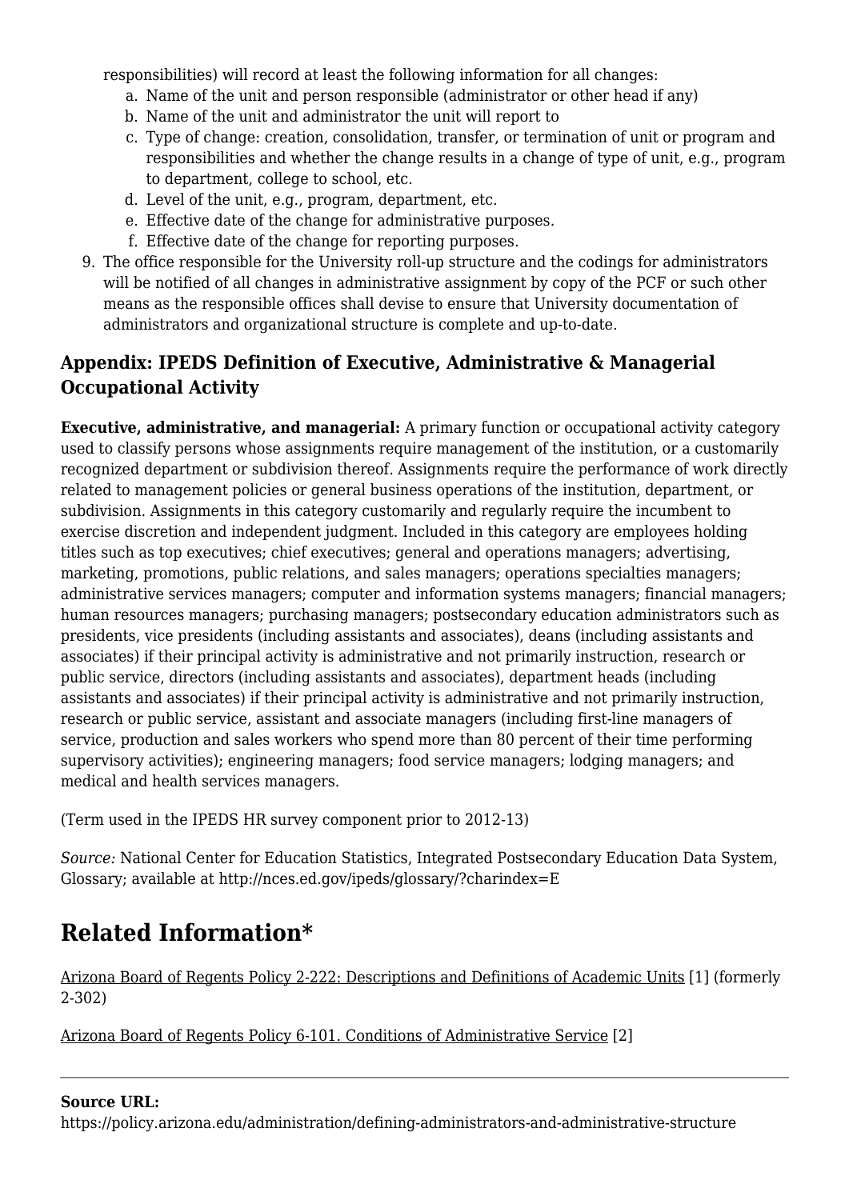responsibilities) will record at least the following information for all changes:

a. Name of the unit and person responsible (administrator or other head if any)
b. Name of the unit and administrator the unit will report to
c. Type of change: creation, consolidation, transfer, or termination of unit or program and responsibilities and whether the change results in a change of type of unit, e.g., program to department, college to school, etc.
d. Level of the unit, e.g., program, department, etc.
e. Effective date of the change for administrative purposes.
f. Effective date of the change for reporting purposes.

9. The office responsible for the University roll-up structure and the codings for administrators will be notified of all changes in administrative assignment by copy of the PCF or such other means as the responsible offices shall devise to ensure that University documentation of administrators and organizational structure is complete and up-to-date.

### Appendix: IPEDS Definition of Executive, Administrative & Managerial Occupational Activity

**Executive, administrative, and managerial:** A primary function or occupational activity category used to classify persons whose assignments require management of the institution, or a customarily recognized department or subdivision thereof. Assignments require the performance of work directly related to management policies or general business operations of the institution, department, or subdivision. Assignments in this category customarily and regularly require the incumbent to exercise discretion and independent judgment. Included in this category are employees holding titles such as top executives; chief executives; general and operations managers; advertising, marketing, promotions, public relations, and sales managers; operations specialties managers; administrative services managers; computer and information systems managers; financial managers; human resources managers; purchasing managers; postsecondary education administrators such as presidents, vice presidents (including assistants and associates), deans (including assistants and associates) if their principal activity is administrative and not primarily instruction, research or public service, directors (including assistants and associates), department heads (including assistants and associates) if their principal activity is administrative and not primarily instruction, research or public service, assistant and associate managers (including first-line managers of service, production and sales workers who spend more than 80 percent of their time performing supervisory activities); engineering managers; food service managers; lodging managers; and medical and health services managers.

(Term used in the IPEDS HR survey component prior to 2012-13)

*Source:* National Center for Education Statistics, Integrated Postsecondary Education Data System, Glossary; available at http://nces.ed.gov/ipeds/glossary/?charindex=E

## Related Information*

Arizona Board of Regents Policy 2-222: Descriptions and Definitions of Academic Units [1] (formerly 2-302)

Arizona Board of Regents Policy 6-101. Conditions of Administrative Service [2]

---

**Source URL:**
https://policy.arizona.edu/administration/defining-administrators-and-administrative-structure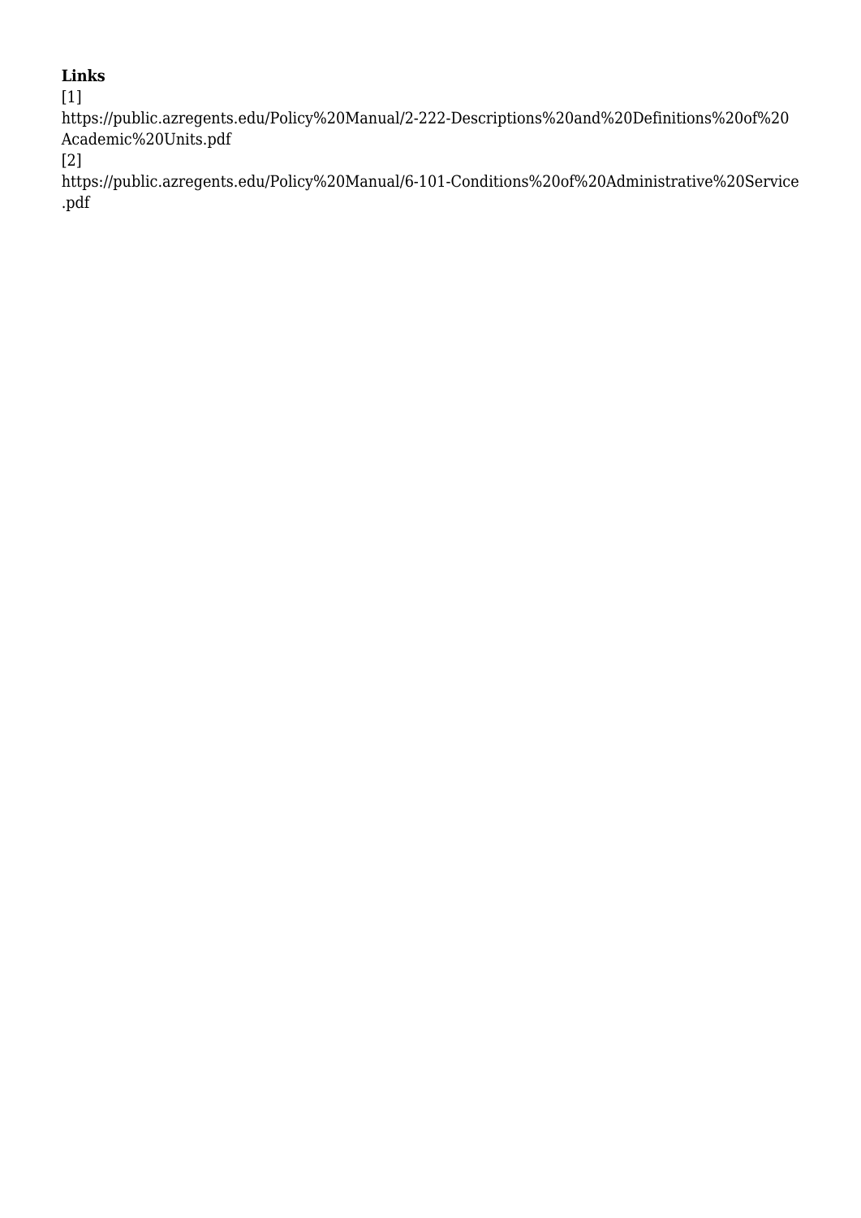**Links**

[1]
https://public.azregents.edu/Policy%20Manual/2-222-Descriptions%20and%20Definitions%20of%20Academic%20Units.pdf

[2]
https://public.azregents.edu/Policy%20Manual/6-101-Conditions%20of%20Administrative%20Service.pdf